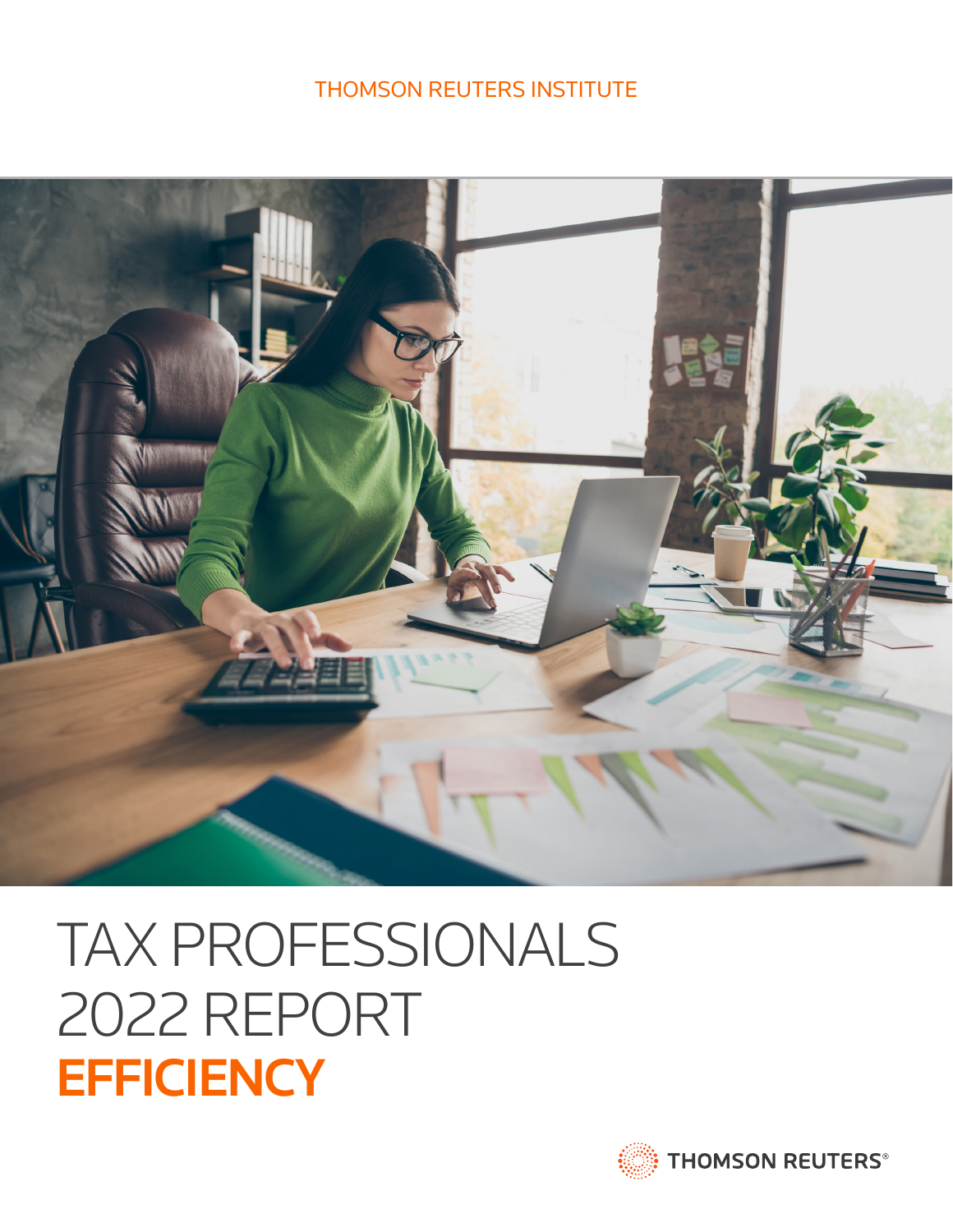THOMSON REUTERS INSTITUTE

# TAX PROFESSIONALS 2022 REPORT
# EFFICIENCY

THOMSON REUTERS®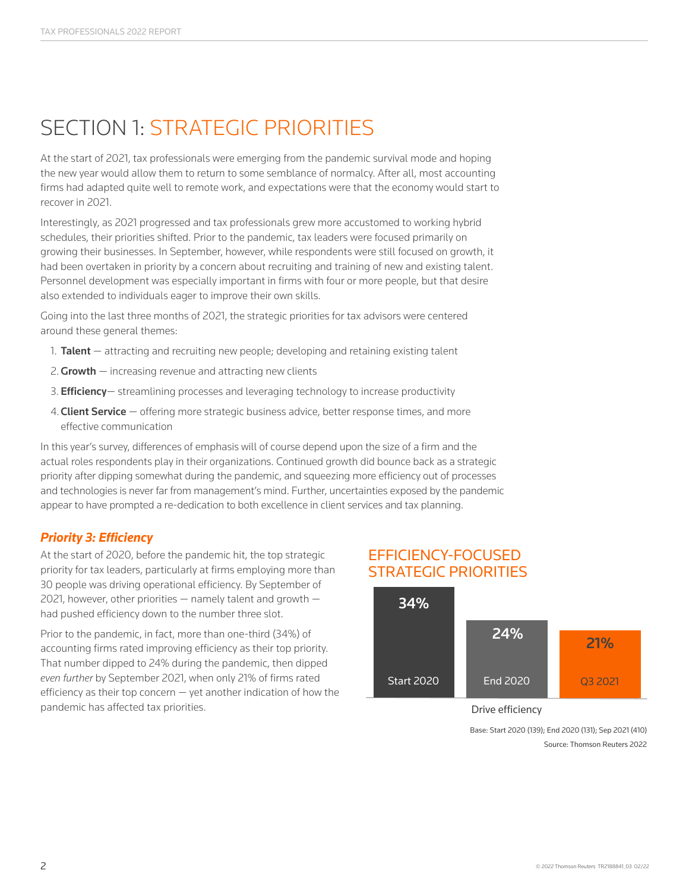# SECTION 1: STRATEGIC PRIORITIES

At the start of 2021, tax professionals were emerging from the pandemic survival mode and hoping the new year would allow them to return to some semblance of normalcy. After all, most accounting firms had adapted quite well to remote work, and expectations were that the economy would start to recover in 2021.

Interestingly, as 2021 progressed and tax professionals grew more accustomed to working hybrid schedules, their priorities shifted. Prior to the pandemic, tax leaders were focused primarily on growing their businesses. In September, however, while respondents were still focused on growth, it had been overtaken in priority by a concern about recruiting and training of new and existing talent. Personnel development was especially important in firms with four or more people, but that desire also extended to individuals eager to improve their own skills.

Going into the last three months of 2021, the strategic priorities for tax advisors were centered around these general themes:

1. **Talent** — attracting and recruiting new people; developing and retaining existing talent
2. **Growth** — increasing revenue and attracting new clients
3. **Efficiency**— streamlining processes and leveraging technology to increase productivity
4. **Client Service** — offering more strategic business advice, better response times, and more effective communication

In this year's survey, differences of emphasis will of course depend upon the size of a firm and the actual roles respondents play in their organizations. Continued growth did bounce back as a strategic priority after dipping somewhat during the pandemic, and squeezing more efficiency out of processes and technologies is never far from management's mind. Further, uncertainties exposed by the pandemic appear to have prompted a re-dedication to both excellence in client services and tax planning.

### *Priority 3: Efficiency*

At the start of 2020, before the pandemic hit, the top strategic priority for tax leaders, particularly at firms employing more than 30 people was driving operational efficiency. By September of 2021, however, other priorities — namely talent and growth — had pushed efficiency down to the number three slot.

Prior to the pandemic, in fact, more than one-third (34%) of accounting firms rated improving efficiency as their top priority. That number dipped to 24% during the pandemic, then dipped *even further* by September 2021, when only 21% of firms rated efficiency as their top concern — yet another indication of how the pandemic has affected tax priorities.

## EFFICIENCY-FOCUSED STRATEGIC PRIORITIES

| | Start 2020 | End 2020 | Q3 2021 |
|---|---|---|---|
| Drive efficiency | 34% | 24% | 21% |

Base: Start 2020 (139); End 2020 (131); Sep 2021 (410)

Source: Thomson Reuters 2022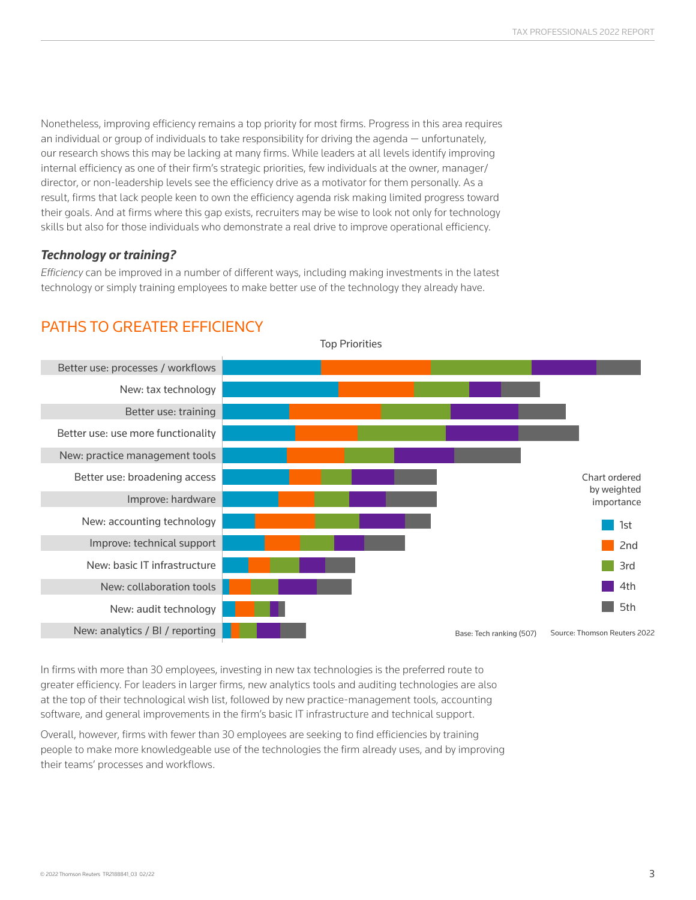Nonetheless, improving efficiency remains a top priority for most firms. Progress in this area requires an individual or group of individuals to take responsibility for driving the agenda — unfortunately, our research shows this may be lacking at many firms. While leaders at all levels identify improving internal efficiency as one of their firm's strategic priorities, few individuals at the owner, manager/director, or non-leadership levels see the efficiency drive as a motivator for them personally. As a result, firms that lack people keen to own the efficiency agenda risk making limited progress toward their goals. And at firms where this gap exists, recruiters may be wise to look not only for technology skills but also for those individuals who demonstrate a real drive to improve operational efficiency.

### *Technology or training?*

*Efficiency* can be improved in a number of different ways, including making investments in the latest technology or simply training employees to make better use of the technology they already have.

## PATHS TO GREATER EFFICIENCY

Top Priorities

- Better use: processes / workflows
- New: tax technology
- Better use: training
- Better use: use more functionality
- New: practice management tools
- Better use: broadening access
- Improve: hardware
- New: accounting technology
- Improve: technical support
- New: basic IT infrastructure
- New: collaboration tools
- New: audit technology
- New: analytics / BI / reporting

Chart ordered by weighted importance

1st · 2nd · 3rd · 4th · 5th

Base: Tech ranking (507) Source: Thomson Reuters 2022

In firms with more than 30 employees, investing in new tax technologies is the preferred route to greater efficiency. For leaders in larger firms, new analytics tools and auditing technologies are also at the top of their technological wish list, followed by new practice-management tools, accounting software, and general improvements in the firm's basic IT infrastructure and technical support.

Overall, however, firms with fewer than 30 employees are seeking to find efficiencies by training people to make more knowledgeable use of the technologies the firm already uses, and by improving their teams' processes and workflows.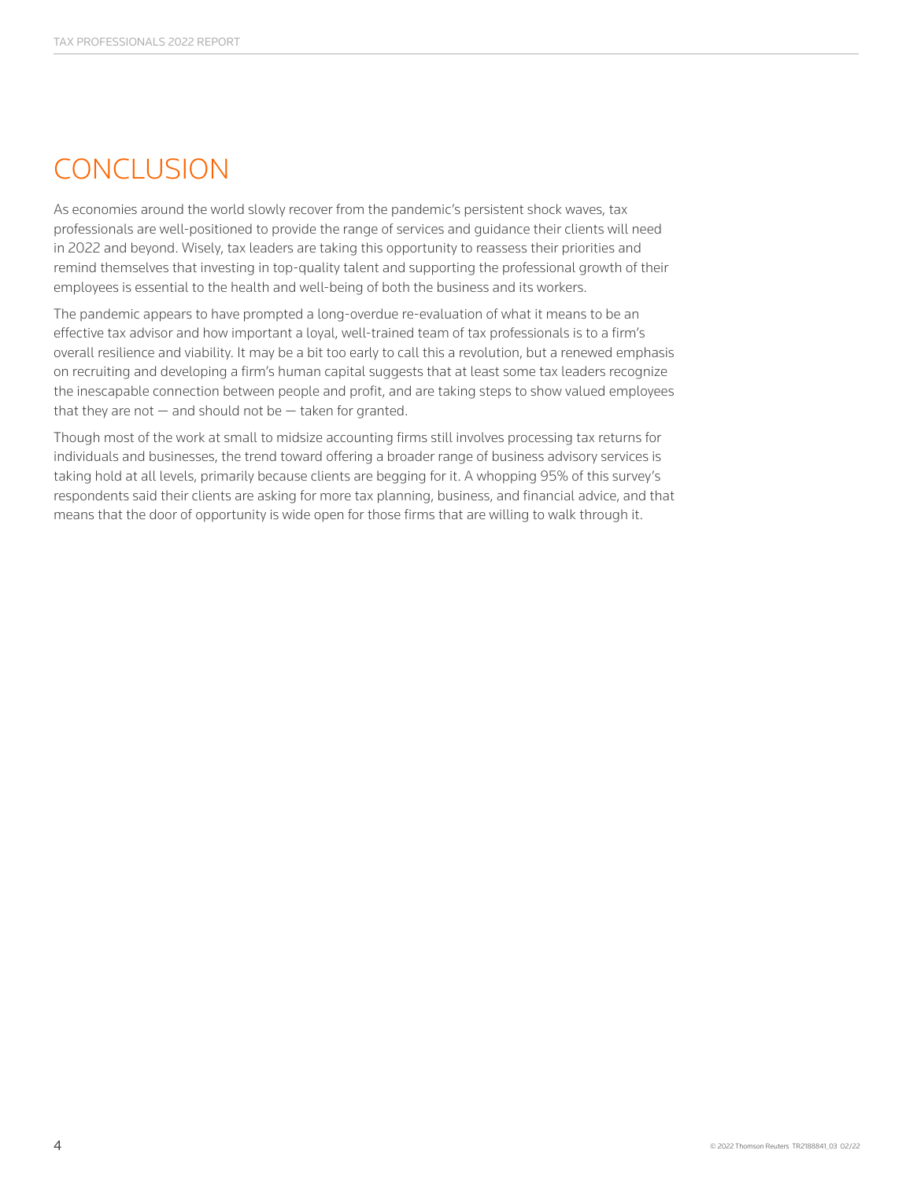# CONCLUSION

As economies around the world slowly recover from the pandemic's persistent shock waves, tax professionals are well-positioned to provide the range of services and guidance their clients will need in 2022 and beyond. Wisely, tax leaders are taking this opportunity to reassess their priorities and remind themselves that investing in top-quality talent and supporting the professional growth of their employees is essential to the health and well-being of both the business and its workers.

The pandemic appears to have prompted a long-overdue re-evaluation of what it means to be an effective tax advisor and how important a loyal, well-trained team of tax professionals is to a firm's overall resilience and viability. It may be a bit too early to call this a revolution, but a renewed emphasis on recruiting and developing a firm's human capital suggests that at least some tax leaders recognize the inescapable connection between people and profit, and are taking steps to show valued employees that they are not — and should not be — taken for granted.

Though most of the work at small to midsize accounting firms still involves processing tax returns for individuals and businesses, the trend toward offering a broader range of business advisory services is taking hold at all levels, primarily because clients are begging for it. A whopping 95% of this survey's respondents said their clients are asking for more tax planning, business, and financial advice, and that means that the door of opportunity is wide open for those firms that are willing to walk through it.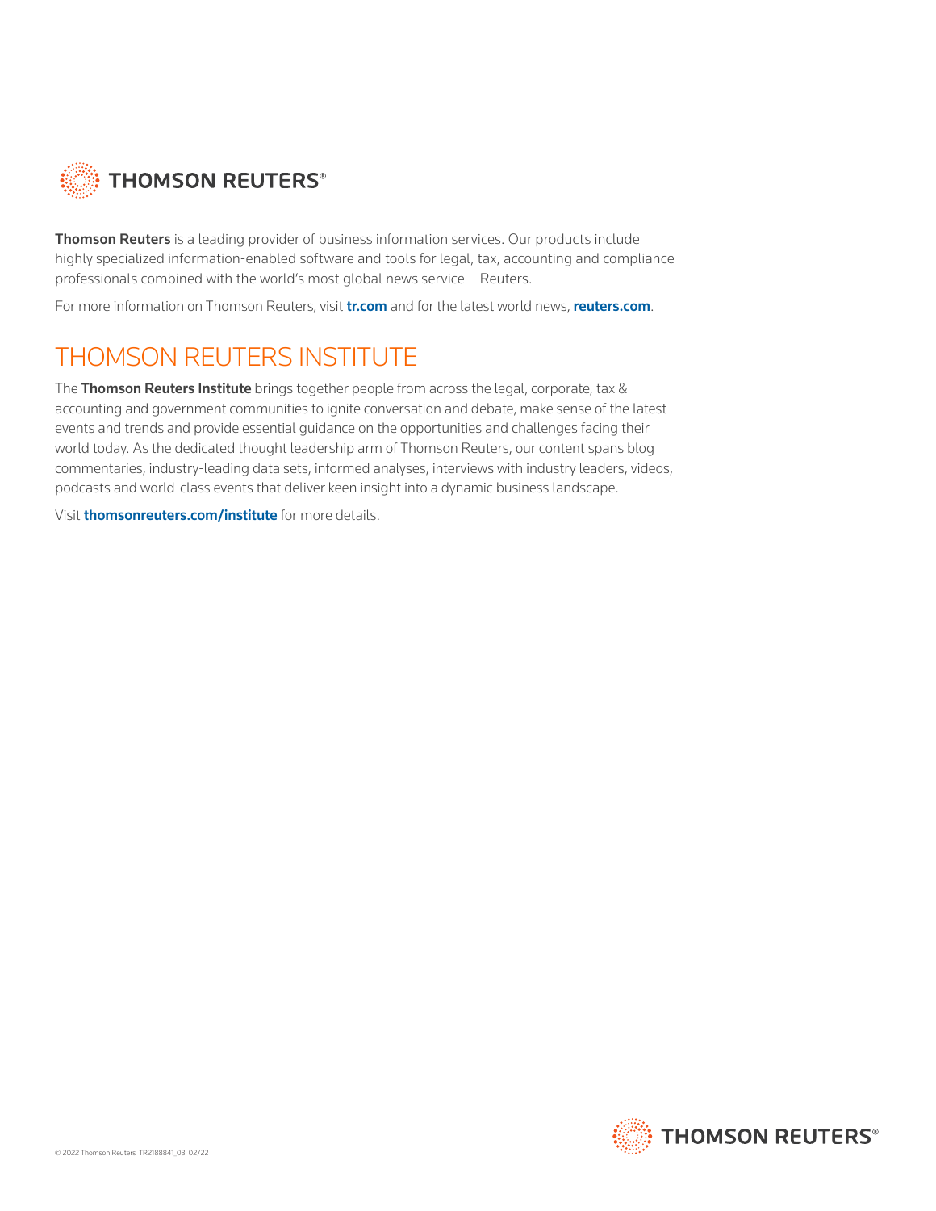**THOMSON REUTERS®**

**Thomson Reuters** is a leading provider of business information services. Our products include highly specialized information-enabled software and tools for legal, tax, accounting and compliance professionals combined with the world's most global news service – Reuters.

For more information on Thomson Reuters, visit **tr.com** and for the latest world news, **reuters.com**.

## THOMSON REUTERS INSTITUTE

The **Thomson Reuters Institute** brings together people from across the legal, corporate, tax & accounting and government communities to ignite conversation and debate, make sense of the latest events and trends and provide essential guidance on the opportunities and challenges facing their world today. As the dedicated thought leadership arm of Thomson Reuters, our content spans blog commentaries, industry-leading data sets, informed analyses, interviews with industry leaders, videos, podcasts and world-class events that deliver keen insight into a dynamic business landscape.

Visit **thomsonreuters.com/institute** for more details.

© 2022 Thomson Reuters TR2188841_03 02/22